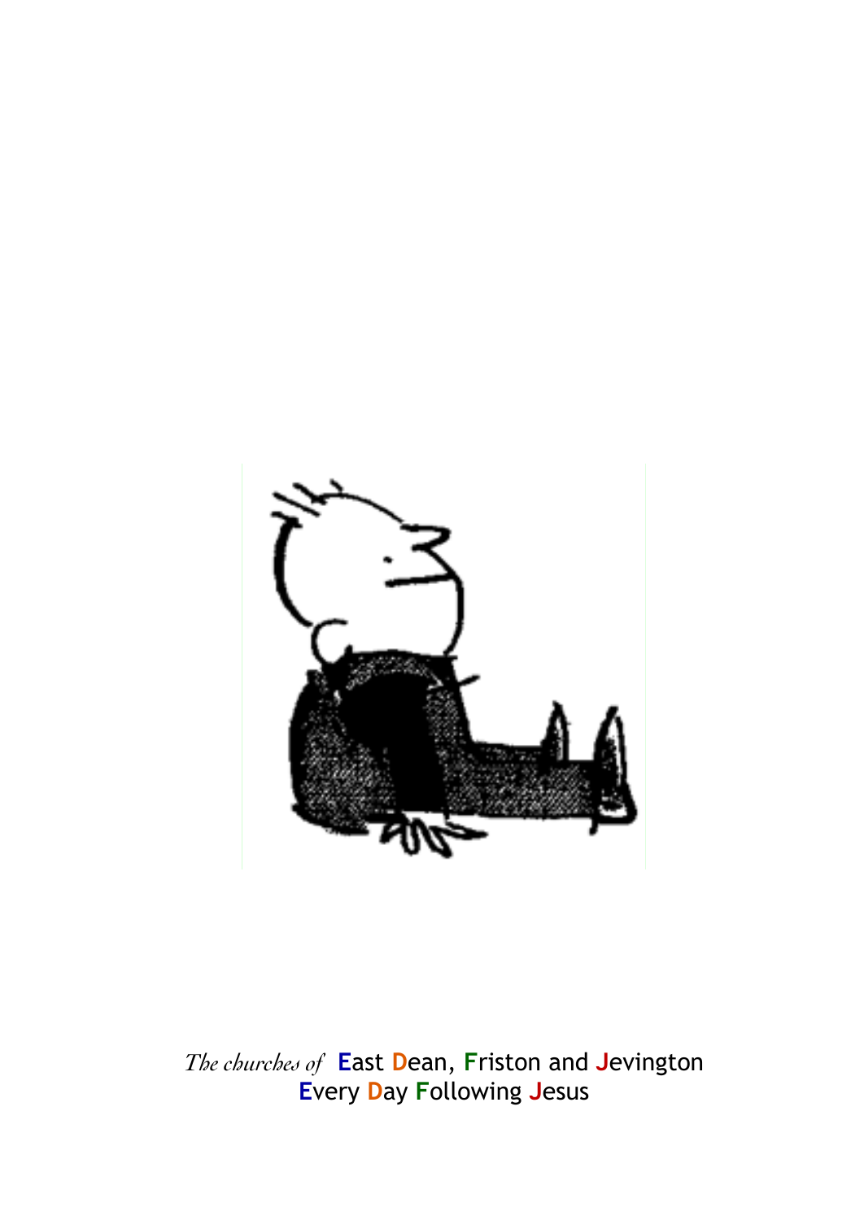*The churches of* East Dean, Friston and Jevington
Every Day Following Jesus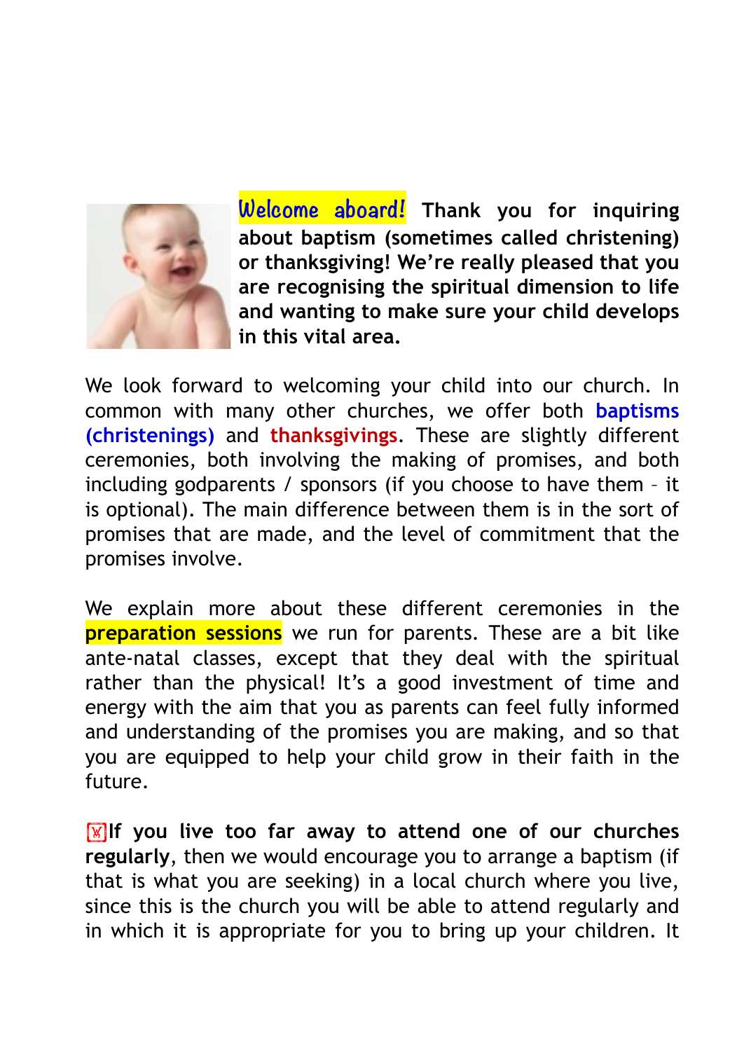**Welcome aboard! Thank you for inquiring about baptism (sometimes called christening) or thanksgiving! We're really pleased that you are recognising the spiritual dimension to life and wanting to make sure your child develops in this vital area.**

We look forward to welcoming your child into our church. In common with many other churches, we offer both **baptisms (christenings)** and **thanksgivings**. These are slightly different ceremonies, both involving the making of promises, and both including godparents / sponsors (if you choose to have them – it is optional). The main difference between them is in the sort of promises that are made, and the level of commitment that the promises involve.

We explain more about these different ceremonies in the **preparation sessions** we run for parents. These are a bit like ante-natal classes, except that they deal with the spiritual rather than the physical! It's a good investment of time and energy with the aim that you as parents can feel fully informed and understanding of the promises you are making, and so that you are equipped to help your child grow in their faith in the future.

**If you live too far away to attend one of our churches regularly**, then we would encourage you to arrange a baptism (if that is what you are seeking) in a local church where you live, since this is the church you will be able to attend regularly and in which it is appropriate for you to bring up your children. It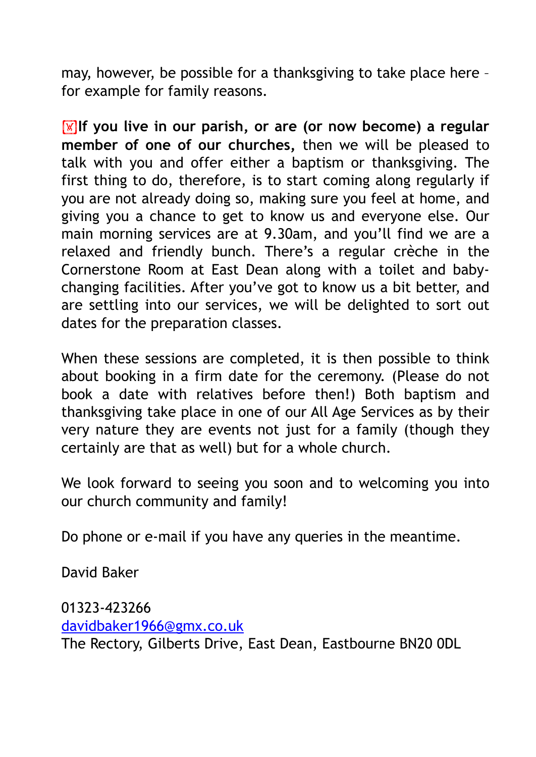may, however, be possible for a thanksgiving to take place here – for example for family reasons.

**If you live in our parish, or are (or now become) a regular member of one of our churches,** then we will be pleased to talk with you and offer either a baptism or thanksgiving. The first thing to do, therefore, is to start coming along regularly if you are not already doing so, making sure you feel at home, and giving you a chance to get to know us and everyone else. Our main morning services are at 9.30am, and you'll find we are a relaxed and friendly bunch. There's a regular crèche in the Cornerstone Room at East Dean along with a toilet and baby-changing facilities. After you've got to know us a bit better, and are settling into our services, we will be delighted to sort out dates for the preparation classes.

When these sessions are completed, it is then possible to think about booking in a firm date for the ceremony. (Please do not book a date with relatives before then!) Both baptism and thanksgiving take place in one of our All Age Services as by their very nature they are events not just for a family (though they certainly are that as well) but for a whole church.

We look forward to seeing you soon and to welcoming you into our church community and family!

Do phone or e-mail if you have any queries in the meantime.

David Baker

01323-423266
davidbaker1966@gmx.co.uk
The Rectory, Gilberts Drive, East Dean, Eastbourne BN20 0DL